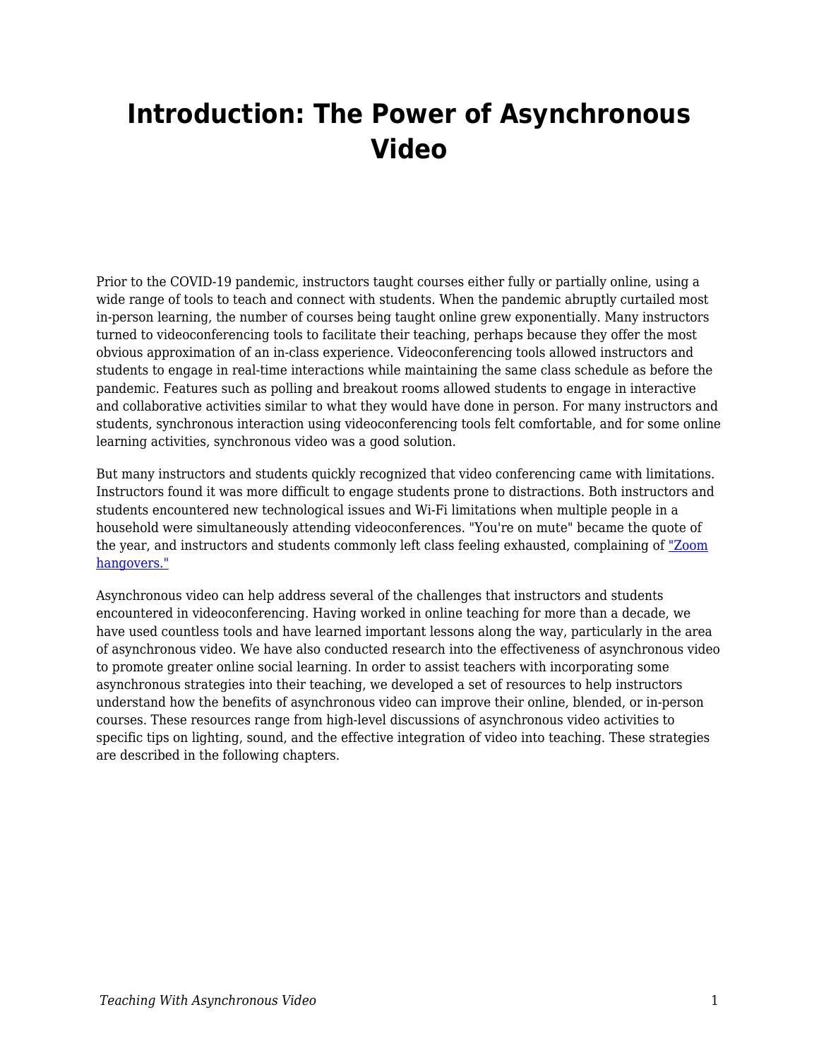# Introduction: The Power of Asynchronous Video

Prior to the COVID-19 pandemic, instructors taught courses either fully or partially online, using a wide range of tools to teach and connect with students. When the pandemic abruptly curtailed most in-person learning, the number of courses being taught online grew exponentially. Many instructors turned to videoconferencing tools to facilitate their teaching, perhaps because they offer the most obvious approximation of an in-class experience. Videoconferencing tools allowed instructors and students to engage in real-time interactions while maintaining the same class schedule as before the pandemic. Features such as polling and breakout rooms allowed students to engage in interactive and collaborative activities similar to what they would have done in person. For many instructors and students, synchronous interaction using videoconferencing tools felt comfortable, and for some online learning activities, synchronous video was a good solution.

But many instructors and students quickly recognized that video conferencing came with limitations. Instructors found it was more difficult to engage students prone to distractions. Both instructors and students encountered new technological issues and Wi-Fi limitations when multiple people in a household were simultaneously attending videoconferences. "You're on mute" became the quote of the year, and instructors and students commonly left class feeling exhausted, complaining of "Zoom hangovers."

Asynchronous video can help address several of the challenges that instructors and students encountered in videoconferencing. Having worked in online teaching for more than a decade, we have used countless tools and have learned important lessons along the way, particularly in the area of asynchronous video. We have also conducted research into the effectiveness of asynchronous video to promote greater online social learning. In order to assist teachers with incorporating some asynchronous strategies into their teaching, we developed a set of resources to help instructors understand how the benefits of asynchronous video can improve their online, blended, or in-person courses. These resources range from high-level discussions of asynchronous video activities to specific tips on lighting, sound, and the effective integration of video into teaching. These strategies are described in the following chapters.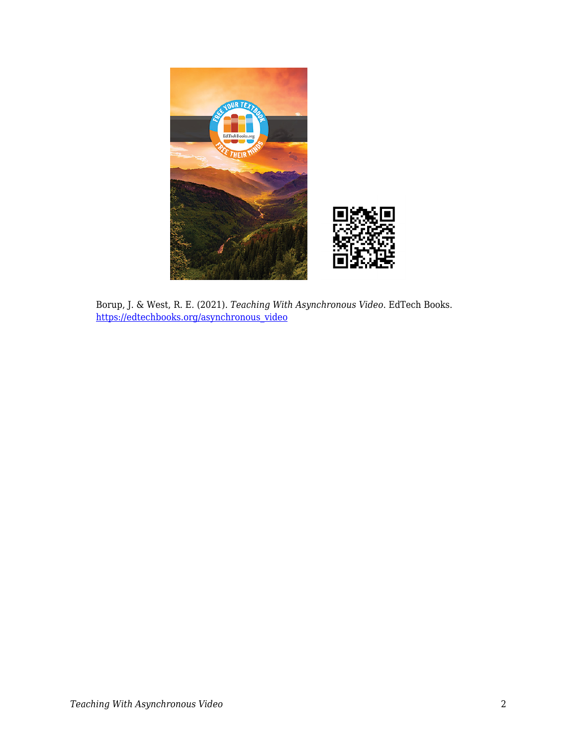Borup, J. & West, R. E. (2021). *Teaching With Asynchronous Video*. EdTech Books. [https://edtechbooks.org/asynchronous_video](https://edtechbooks.org/asynchronous_video)